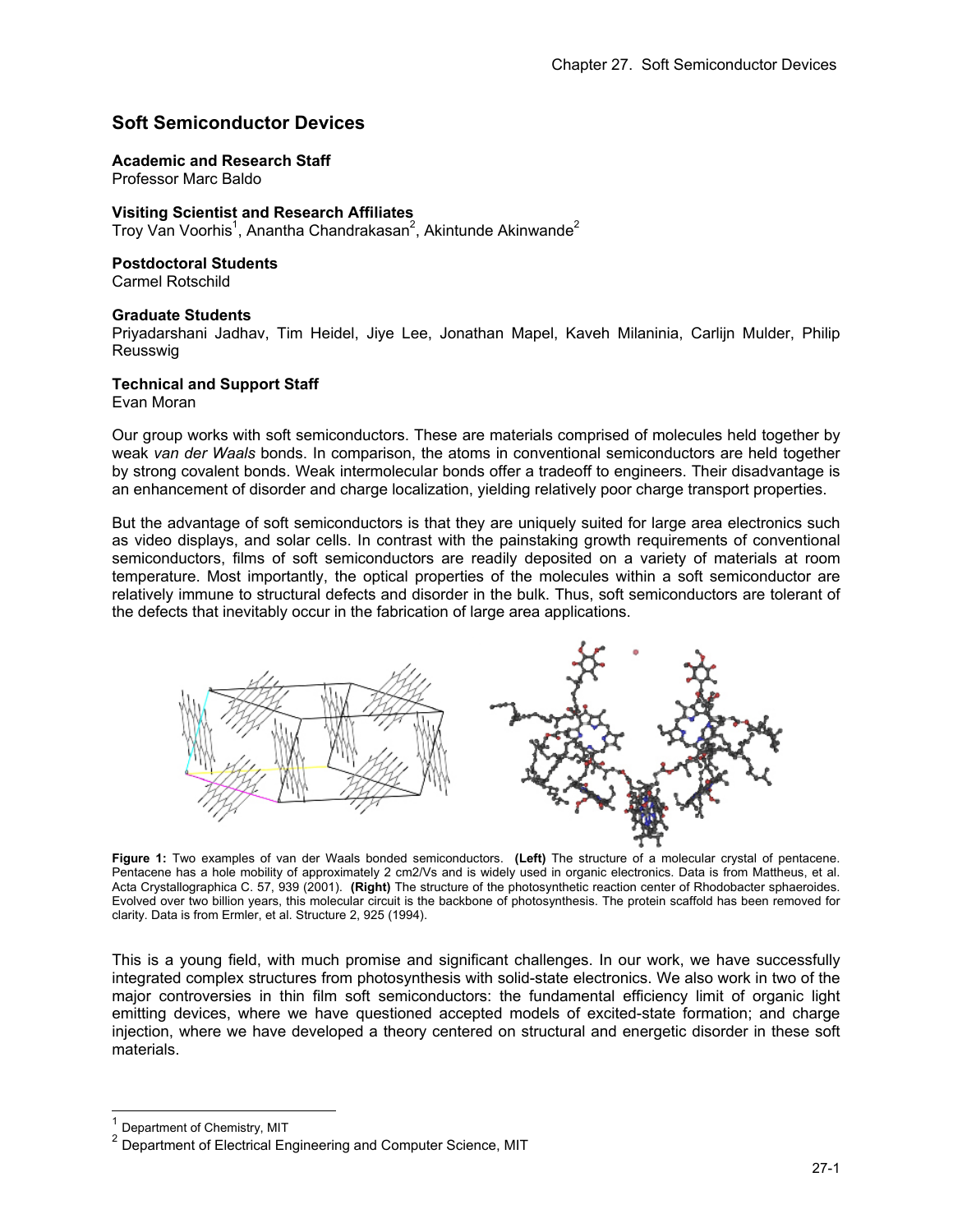# Soft Semiconductor Devices

**Academic and Research Staff**
Professor Marc Baldo

**Visiting Scientist and Research Affiliates**
Troy Van Voorhis[1], Anantha Chandrakasan[2], Akintunde Akinwande[2]

**Postdoctoral Students**
Carmel Rotschild

**Graduate Students**
Priyadarshani Jadhav, Tim Heidel, Jiye Lee, Jonathan Mapel, Kaveh Milaninia, Carlijn Mulder, Philip Reusswig

**Technical and Support Staff**
Evan Moran

Our group works with soft semiconductors. These are materials comprised of molecules held together by weak *van der Waals* bonds. In comparison, the atoms in conventional semiconductors are held together by strong covalent bonds. Weak intermolecular bonds offer a tradeoff to engineers. Their disadvantage is an enhancement of disorder and charge localization, yielding relatively poor charge transport properties.

But the advantage of soft semiconductors is that they are uniquely suited for large area electronics such as video displays, and solar cells. In contrast with the painstaking growth requirements of conventional semiconductors, films of soft semiconductors are readily deposited on a variety of materials at room temperature. Most importantly, the optical properties of the molecules within a soft semiconductor are relatively immune to structural defects and disorder in the bulk. Thus, soft semiconductors are tolerant of the defects that inevitably occur in the fabrication of large area applications.

**Figure 1:** Two examples of van der Waals bonded semiconductors. **(Left)** The structure of a molecular crystal of pentacene. Pentacene has a hole mobility of approximately 2 cm2/Vs and is widely used in organic electronics. Data is from Mattheus, et al. Acta Crystallographica C. 57, 939 (2001). **(Right)** The structure of the photosynthetic reaction center of Rhodobacter sphaeroides. Evolved over two billion years, this molecular circuit is the backbone of photosynthesis. The protein scaffold has been removed for clarity. Data is from Ermler, et al. Structure 2, 925 (1994).

This is a young field, with much promise and significant challenges. In our work, we have successfully integrated complex structures from photosynthesis with solid-state electronics. We also work in two of the major controversies in thin film soft semiconductors: the fundamental efficiency limit of organic light emitting devices, where we have questioned accepted models of excited-state formation; and charge injection, where we have developed a theory centered on structural and energetic disorder in these soft materials.

[1] Department of Chemistry, MIT
[2] Department of Electrical Engineering and Computer Science, MIT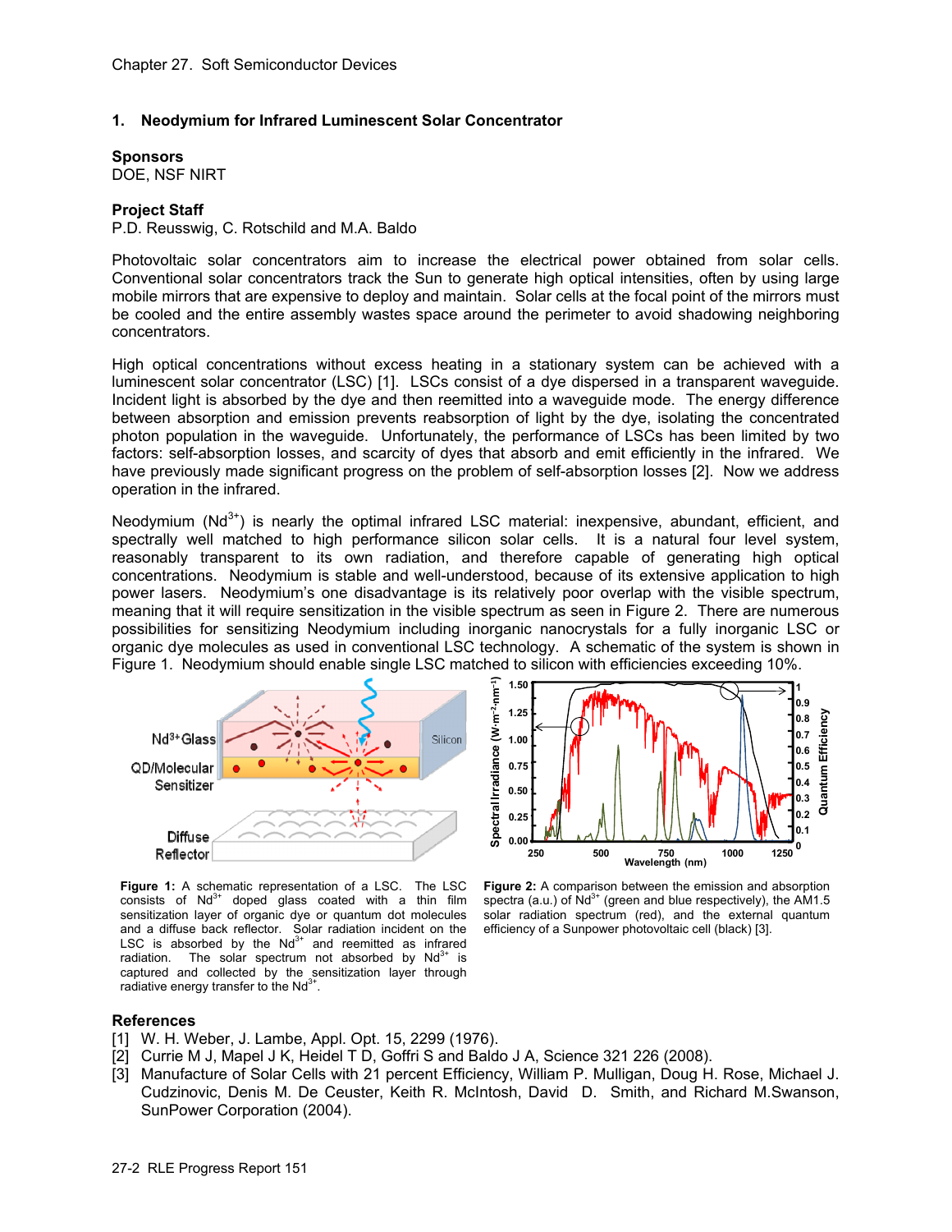## 1. Neodymium for Infrared Luminescent Solar Concentrator

**Sponsors**
DOE, NSF NIRT

**Project Staff**
P.D. Reusswig, C. Rotschild and M.A. Baldo

Photovoltaic solar concentrators aim to increase the electrical power obtained from solar cells. Conventional solar concentrators track the Sun to generate high optical intensities, often by using large mobile mirrors that are expensive to deploy and maintain. Solar cells at the focal point of the mirrors must be cooled and the entire assembly wastes space around the perimeter to avoid shadowing neighboring concentrators.

High optical concentrations without excess heating in a stationary system can be achieved with a luminescent solar concentrator (LSC) [1]. LSCs consist of a dye dispersed in a transparent waveguide. Incident light is absorbed by the dye and then reemitted into a waveguide mode. The energy difference between absorption and emission prevents reabsorption of light by the dye, isolating the concentrated photon population in the waveguide. Unfortunately, the performance of LSCs has been limited by two factors: self-absorption losses, and scarcity of dyes that absorb and emit efficiently in the infrared. We have previously made significant progress on the problem of self-absorption losses [2]. Now we address operation in the infrared.

Neodymium ($Nd^{3+}$) is nearly the optimal infrared LSC material: inexpensive, abundant, efficient, and spectrally well matched to high performance silicon solar cells. It is a natural four level system, reasonably transparent to its own radiation, and therefore capable of generating high optical concentrations. Neodymium is stable and well-understood, because of its extensive application to high power lasers. Neodymium's one disadvantage is its relatively poor overlap with the visible spectrum, meaning that it will require sensitization in the visible spectrum as seen in Figure 2. There are numerous possibilities for sensitizing Neodymium including inorganic nanocrystals for a fully inorganic LSC or organic dye molecules as used in conventional LSC technology. A schematic of the system is shown in Figure 1. Neodymium should enable single LSC matched to silicon with efficiencies exceeding 10%.

**Figure 1:** A schematic representation of a LSC. The LSC consists of $Nd^{3+}$ doped glass coated with a thin film sensitization layer of organic dye or quantum dot molecules and a diffuse back reflector. Solar radiation incident on the LSC is absorbed by the $Nd^{3+}$ and reemitted as infrared radiation. The solar spectrum not absorbed by $Nd^{3+}$ is captured and collected by the sensitization layer through radiative energy transfer to the $Nd^{3+}$.

**Figure 2:** A comparison between the emission and absorption spectra (a.u.) of $Nd^{3+}$ (green and blue respectively), the AM1.5 solar radiation spectrum (red), and the external quantum efficiency of a Sunpower photovoltaic cell (black) [3].

**References**

[1] W. H. Weber, J. Lambe, Appl. Opt. 15, 2299 (1976).

[2] Currie M J, Mapel J K, Heidel T D, Goffri S and Baldo J A, Science 321 226 (2008).

[3] Manufacture of Solar Cells with 21 percent Efficiency, William P. Mulligan, Doug H. Rose, Michael J. Cudzinovic, Denis M. De Ceuster, Keith R. McIntosh, David D. Smith, and Richard M.Swanson, SunPower Corporation (2004).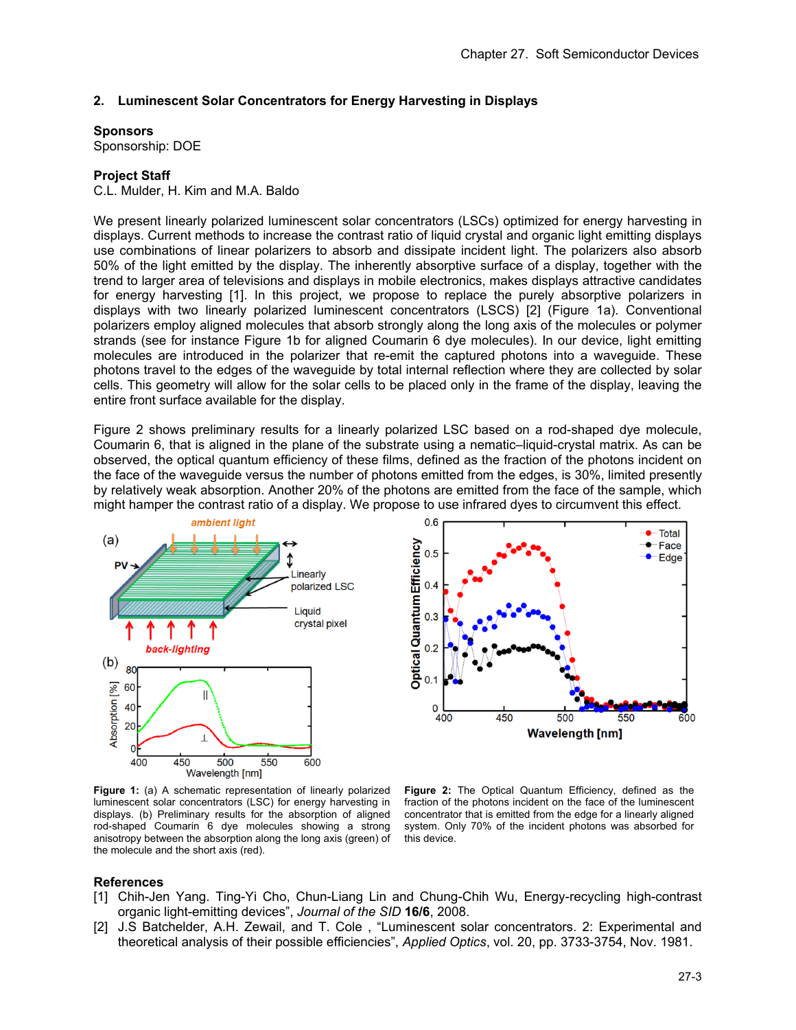## 2. Luminescent Solar Concentrators for Energy Harvesting in Displays

**Sponsors**

Sponsorship: DOE

**Project Staff**

C.L. Mulder, H. Kim and M.A. Baldo

We present linearly polarized luminescent solar concentrators (LSCs) optimized for energy harvesting in displays. Current methods to increase the contrast ratio of liquid crystal and organic light emitting displays use combinations of linear polarizers to absorb and dissipate incident light. The polarizers also absorb 50% of the light emitted by the display. The inherently absorptive surface of a display, together with the trend to larger area of televisions and displays in mobile electronics, makes displays attractive candidates for energy harvesting [1]. In this project, we propose to replace the purely absorptive polarizers in displays with two linearly polarized luminescent concentrators (LSCS) [2] (Figure 1a). Conventional polarizers employ aligned molecules that absorb strongly along the long axis of the molecules or polymer strands (see for instance Figure 1b for aligned Coumarin 6 dye molecules). In our device, light emitting molecules are introduced in the polarizer that re-emit the captured photons into a waveguide. These photons travel to the edges of the waveguide by total internal reflection where they are collected by solar cells. This geometry will allow for the solar cells to be placed only in the frame of the display, leaving the entire front surface available for the display.

Figure 2 shows preliminary results for a linearly polarized LSC based on a rod-shaped dye molecule, Coumarin 6, that is aligned in the plane of the substrate using a nematic–liquid-crystal matrix. As can be observed, the optical quantum efficiency of these films, defined as the fraction of the photons incident on the face of the waveguide versus the number of photons emitted from the edges, is 30%, limited presently by relatively weak absorption. Another 20% of the photons are emitted from the face of the sample, which might hamper the contrast ratio of a display. We propose to use infrared dyes to circumvent this effect.

**Figure 1:** (a) A schematic representation of linearly polarized luminescent solar concentrators (LSC) for energy harvesting in displays. (b) Preliminary results for the absorption of aligned rod-shaped Coumarin 6 dye molecules showing a strong anisotropy between the absorption along the long axis (green) of the molecule and the short axis (red).

**Figure 2:** The Optical Quantum Efficiency, defined as the fraction of the photons incident on the face of the luminescent concentrator that is emitted from the edge for a linearly aligned system. Only 70% of the incident photons was absorbed for this device.

**References**

[1] Chih-Jen Yang. Ting-Yi Cho, Chun-Liang Lin and Chung-Chih Wu, Energy-recycling high-contrast organic light-emitting devices", *Journal of the SID* **16/6**, 2008.

[2] J.S Batchelder, A.H. Zewail, and T. Cole , "Luminescent solar concentrators. 2: Experimental and theoretical analysis of their possible efficiencies", *Applied Optics*, vol. 20, pp. 3733-3754, Nov. 1981.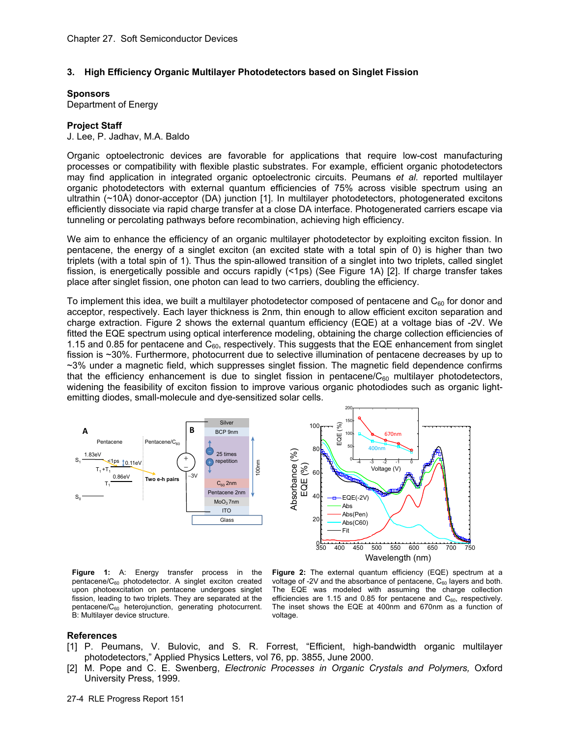## 3. High Efficiency Organic Multilayer Photodetectors based on Singlet Fission

### Sponsors

Department of Energy

### Project Staff

J. Lee, P. Jadhav, M.A. Baldo

Organic optoelectronic devices are favorable for applications that require low-cost manufacturing processes or compatibility with flexible plastic substrates. For example, efficient organic photodetectors may find application in integrated organic optoelectronic circuits. Peumans *et al.* reported multilayer organic photodetectors with external quantum efficiencies of 75% across visible spectrum using an ultrathin (~10Å) donor-acceptor (DA) junction [1]. In multilayer photodetectors, photogenerated excitons efficiently dissociate via rapid charge transfer at a close DA interface. Photogenerated carriers escape via tunneling or percolating pathways before recombination, achieving high efficiency.

We aim to enhance the efficiency of an organic multilayer photodetector by exploiting exciton fission. In pentacene, the energy of a singlet exciton (an excited state with a total spin of 0) is higher than two triplets (with a total spin of 1). Thus the spin-allowed transition of a singlet into two triplets, called singlet fission, is energetically possible and occurs rapidly (<1ps) (See Figure 1A) [2]. If charge transfer takes place after singlet fission, one photon can lead to two carriers, doubling the efficiency.

To implement this idea, we built a multilayer photodetector composed of pentacene and $C_{60}$ for donor and acceptor, respectively. Each layer thickness is 2nm, thin enough to allow efficient exciton separation and charge extraction. Figure 2 shows the external quantum efficiency (EQE) at a voltage bias of -2V. We fitted the EQE spectrum using optical interference modeling, obtaining the charge collection efficiencies of 1.15 and 0.85 for pentacene and $C_{60}$, respectively. This suggests that the EQE enhancement from singlet fission is ~30%. Furthermore, photocurrent due to selective illumination of pentacene decreases by up to ~3% under a magnetic field, which suppresses singlet fission. The magnetic field dependence confirms that the efficiency enhancement is due to singlet fission in pentacene/$C_{60}$ multilayer photodetectors, widening the feasibility of exciton fission to improve various organic photodiodes such as organic light-emitting diodes, small-molecule and dye-sensitized solar cells.

**Figure 1:** A: Energy transfer process in the pentacene/$C_{60}$ photodetector. A singlet exciton created upon photoexcitation on pentacene undergoes singlet fission, leading to two triplets. They are separated at the pentacene/$C_{60}$ heterojunction, generating photocurrent. B: Multilayer device structure.

**Figure 2:** The external quantum efficiency (EQE) spectrum at a voltage of -2V and the absorbance of pentacene, $C_{60}$ layers and both. The EQE was modeled with assuming the charge collection efficiencies are 1.15 and 0.85 for pentacene and $C_{60}$, respectively. The inset shows the EQE at 400nm and 670nm as a function of voltage.

### References

[1] P. Peumans, V. Bulovic, and S. R. Forrest, "Efficient, high-bandwidth organic multilayer photodetectors," Applied Physics Letters, vol 76, pp. 3855, June 2000.

[2] M. Pope and C. E. Swenberg, *Electronic Processes in Organic Crystals and Polymers,* Oxford University Press, 1999.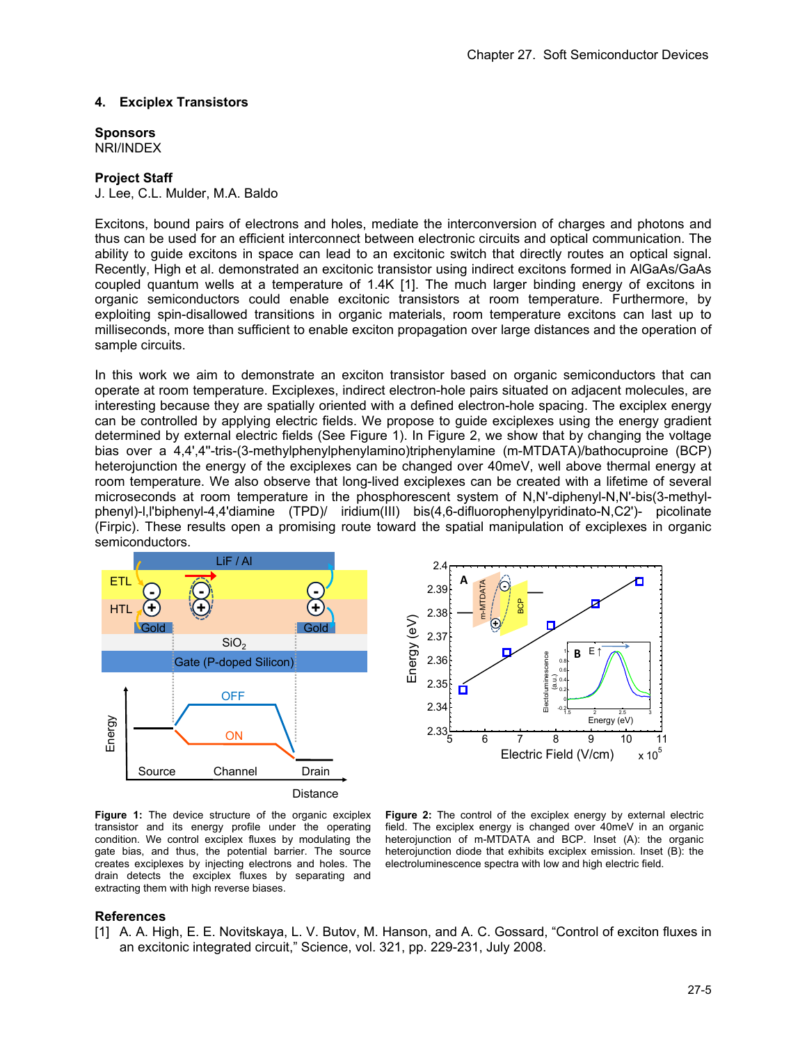## 4. Exciplex Transistors

**Sponsors**
NRI/INDEX

**Project Staff**
J. Lee, C.L. Mulder, M.A. Baldo

Excitons, bound pairs of electrons and holes, mediate the interconversion of charges and photons and thus can be used for an efficient interconnect between electronic circuits and optical communication. The ability to guide excitons in space can lead to an excitonic switch that directly routes an optical signal. Recently, High et al. demonstrated an excitonic transistor using indirect excitons formed in AlGaAs/GaAs coupled quantum wells at a temperature of 1.4K [1]. The much larger binding energy of excitons in organic semiconductors could enable excitonic transistors at room temperature. Furthermore, by exploiting spin-disallowed transitions in organic materials, room temperature excitons can last up to milliseconds, more than sufficient to enable exciton propagation over large distances and the operation of sample circuits.

In this work we aim to demonstrate an exciton transistor based on organic semiconductors that can operate at room temperature. Exciplexes, indirect electron-hole pairs situated on adjacent molecules, are interesting because they are spatially oriented with a defined electron-hole spacing. The exciplex energy can be controlled by applying electric fields. We propose to guide exciplexes using the energy gradient determined by external electric fields (See Figure 1). In Figure 2, we show that by changing the voltage bias over a 4,4',4''-tris-(3-methylphenylphenylamino)triphenylamine (m-MTDATA)/bathocuproine (BCP) heterojunction the energy of the exciplexes can be changed over 40meV, well above thermal energy at room temperature. We also observe that long-lived exciplexes can be created with a lifetime of several microseconds at room temperature in the phosphorescent system of N,N'-diphenyl-N,N'-bis(3-methyl-phenyl)-l,l'biphenyl-4,4'diamine (TPD)/ iridium(III) bis(4,6-difluorophenylpyridinato-N,C2')- picolinate (Firpic). These results open a promising route toward the spatial manipulation of exciplexes in organic semiconductors.

**Figure 1:** The device structure of the organic exciplex transistor and its energy profile under the operating condition. We control exciplex fluxes by modulating the gate bias, and thus, the potential barrier. The source creates exciplexes by injecting electrons and holes. The drain detects the exciplex fluxes by separating and extracting them with high reverse biases.

**Figure 2:** The control of the exciplex energy by external electric field. The exciplex energy is changed over 40meV in an organic heterojunction of m-MTDATA and BCP. Inset (A): the organic heterojunction diode that exhibits exciplex emission. Inset (B): the electroluminescence spectra with low and high electric field.

**References**

[1] A. A. High, E. E. Novitskaya, L. V. Butov, M. Hanson, and A. C. Gossard, "Control of exciton fluxes in an excitonic integrated circuit," Science, vol. 321, pp. 229-231, July 2008.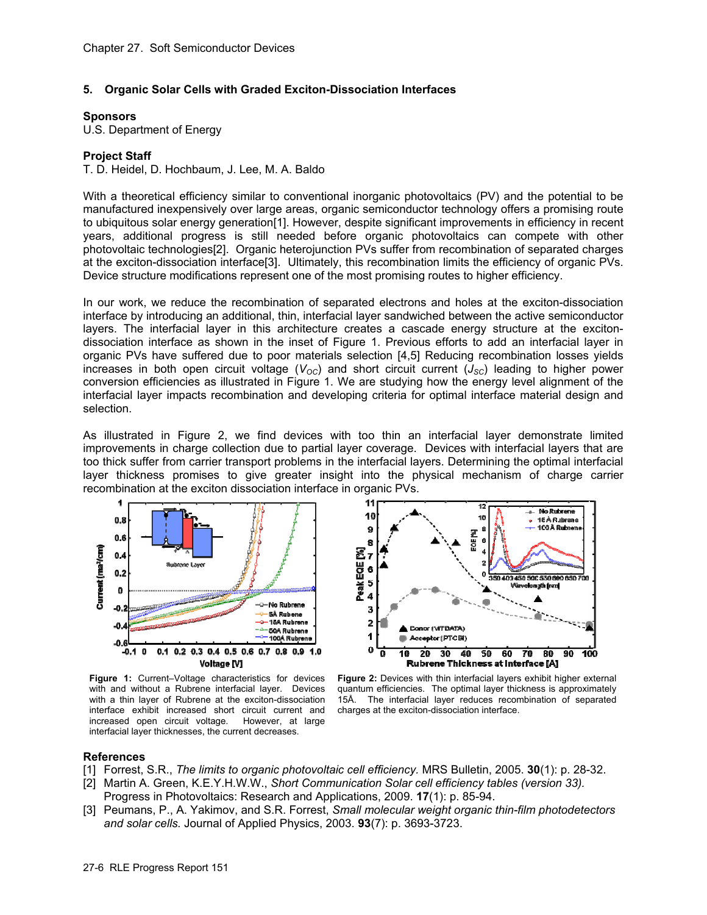## 5. Organic Solar Cells with Graded Exciton-Dissociation Interfaces

### Sponsors

U.S. Department of Energy

### Project Staff

T. D. Heidel, D. Hochbaum, J. Lee, M. A. Baldo

With a theoretical efficiency similar to conventional inorganic photovoltaics (PV) and the potential to be manufactured inexpensively over large areas, organic semiconductor technology offers a promising route to ubiquitous solar energy generation[1]. However, despite significant improvements in efficiency in recent years, additional progress is still needed before organic photovoltaics can compete with other photovoltaic technologies[2]. Organic heterojunction PVs suffer from recombination of separated charges at the exciton-dissociation interface[3]. Ultimately, this recombination limits the efficiency of organic PVs. Device structure modifications represent one of the most promising routes to higher efficiency.

In our work, we reduce the recombination of separated electrons and holes at the exciton-dissociation interface by introducing an additional, thin, interfacial layer sandwiched between the active semiconductor layers. The interfacial layer in this architecture creates a cascade energy structure at the exciton-dissociation interface as shown in the inset of Figure 1. Previous efforts to add an interfacial layer in organic PVs have suffered due to poor materials selection [4,5] Reducing recombination losses yields increases in both open circuit voltage ($V_{OC}$) and short circuit current ($J_{SC}$) leading to higher power conversion efficiencies as illustrated in Figure 1. We are studying how the energy level alignment of the interfacial layer impacts recombination and developing criteria for optimal interface material design and selection.

As illustrated in Figure 2, we find devices with too thin an interfacial layer demonstrate limited improvements in charge collection due to partial layer coverage. Devices with interfacial layers that are too thick suffer from carrier transport problems in the interfacial layers. Determining the optimal interfacial layer thickness promises to give greater insight into the physical mechanism of charge carrier recombination at the exciton dissociation interface in organic PVs.

**Figure 1:** Current–Voltage characteristics for devices with and without a Rubrene interfacial layer. Devices with a thin layer of Rubrene at the exciton-dissociation interface exhibit increased short circuit current and increased open circuit voltage. However, at large interfacial layer thicknesses, the current decreases.

**Figure 2:** Devices with thin interfacial layers exhibit higher external quantum efficiencies. The optimal layer thickness is approximately 15Å. The interfacial layer reduces recombination of separated charges at the exciton-dissociation interface.

### References

[1] Forrest, S.R., *The limits to organic photovoltaic cell efficiency.* MRS Bulletin, 2005. **30**(1): p. 28-32.

[2] Martin A. Green, K.E.Y.H.W.W., *Short Communication Solar cell efficiency tables (version 33).* Progress in Photovoltaics: Research and Applications, 2009. **17**(1): p. 85-94.

[3] Peumans, P., A. Yakimov, and S.R. Forrest, *Small molecular weight organic thin-film photodetectors and solar cells.* Journal of Applied Physics, 2003. **93**(7): p. 3693-3723.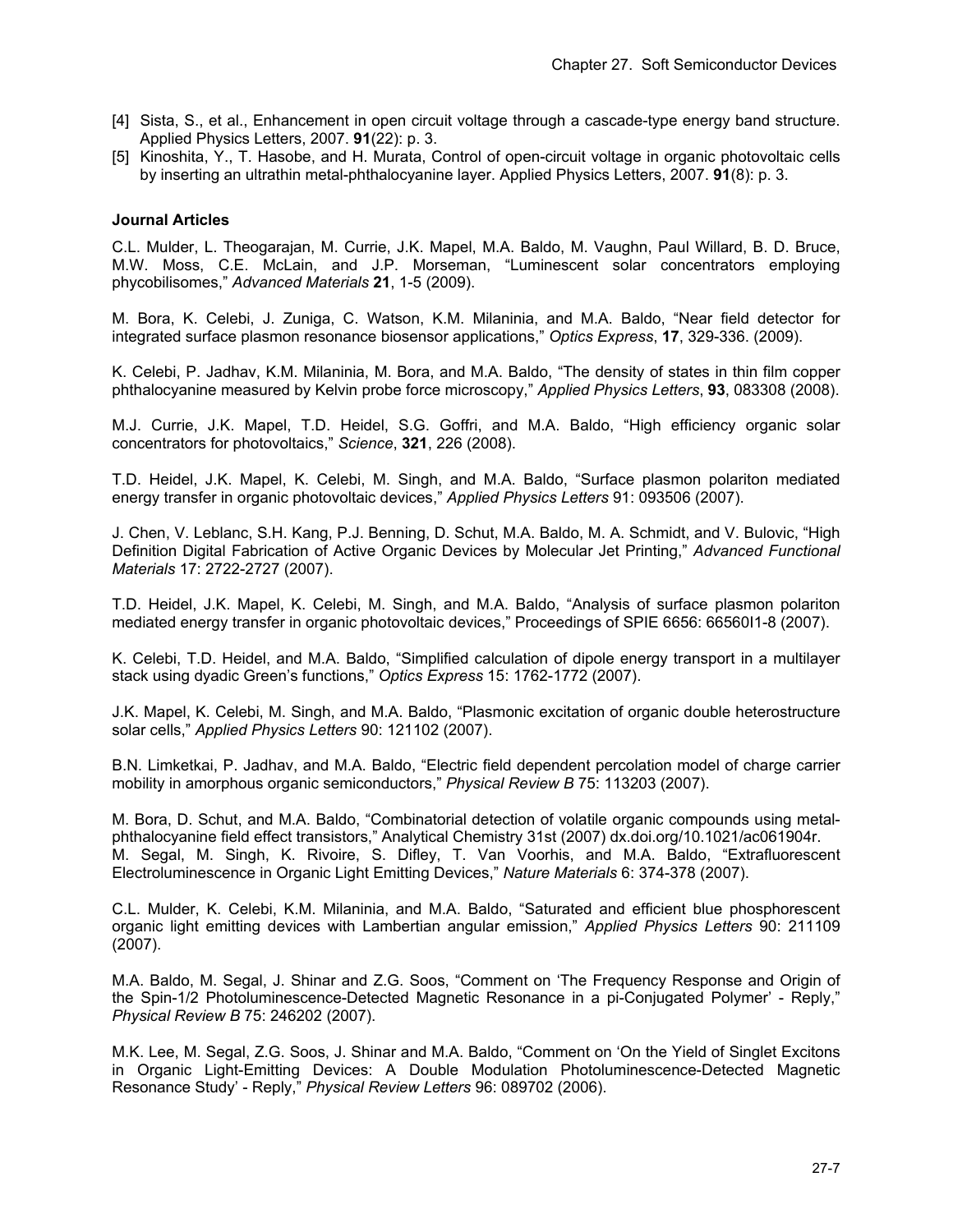[4] Sista, S., et al., Enhancement in open circuit voltage through a cascade-type energy band structure. Applied Physics Letters, 2007. **91**(22): p. 3.

[5] Kinoshita, Y., T. Hasobe, and H. Murata, Control of open-circuit voltage in organic photovoltaic cells by inserting an ultrathin metal-phthalocyanine layer. Applied Physics Letters, 2007. **91**(8): p. 3.

**Journal Articles**

C.L. Mulder, L. Theogarajan, M. Currie, J.K. Mapel, M.A. Baldo, M. Vaughn, Paul Willard, B. D. Bruce, M.W. Moss, C.E. McLain, and J.P. Morseman, "Luminescent solar concentrators employing phycobilisomes," *Advanced Materials* **21**, 1-5 (2009).

M. Bora, K. Celebi, J. Zuniga, C. Watson, K.M. Milaninia, and M.A. Baldo, "Near field detector for integrated surface plasmon resonance biosensor applications," *Optics Express*, **17**, 329-336. (2009).

K. Celebi, P. Jadhav, K.M. Milaninia, M. Bora, and M.A. Baldo, "The density of states in thin film copper phthalocyanine measured by Kelvin probe force microscopy," *Applied Physics Letters*, **93**, 083308 (2008).

M.J. Currie, J.K. Mapel, T.D. Heidel, S.G. Goffri, and M.A. Baldo, "High efficiency organic solar concentrators for photovoltaics," *Science*, **321**, 226 (2008).

T.D. Heidel, J.K. Mapel, K. Celebi, M. Singh, and M.A. Baldo, "Surface plasmon polariton mediated energy transfer in organic photovoltaic devices," *Applied Physics Letters* 91: 093506 (2007).

J. Chen, V. Leblanc, S.H. Kang, P.J. Benning, D. Schut, M.A. Baldo, M. A. Schmidt, and V. Bulovic, "High Definition Digital Fabrication of Active Organic Devices by Molecular Jet Printing," *Advanced Functional Materials* 17: 2722-2727 (2007).

T.D. Heidel, J.K. Mapel, K. Celebi, M. Singh, and M.A. Baldo, "Analysis of surface plasmon polariton mediated energy transfer in organic photovoltaic devices," Proceedings of SPIE 6656: 66560I1-8 (2007).

K. Celebi, T.D. Heidel, and M.A. Baldo, "Simplified calculation of dipole energy transport in a multilayer stack using dyadic Green's functions," *Optics Express* 15: 1762-1772 (2007).

J.K. Mapel, K. Celebi, M. Singh, and M.A. Baldo, "Plasmonic excitation of organic double heterostructure solar cells," *Applied Physics Letters* 90: 121102 (2007).

B.N. Limketkai, P. Jadhav, and M.A. Baldo, "Electric field dependent percolation model of charge carrier mobility in amorphous organic semiconductors," *Physical Review B* 75: 113203 (2007).

M. Bora, D. Schut, and M.A. Baldo, "Combinatorial detection of volatile organic compounds using metal-phthalocyanine field effect transistors," Analytical Chemistry 31st (2007) dx.doi.org/10.1021/ac061904r.

M. Segal, M. Singh, K. Rivoire, S. Difley, T. Van Voorhis, and M.A. Baldo, "Extrafluorescent Electroluminescence in Organic Light Emitting Devices," *Nature Materials* 6: 374-378 (2007).

C.L. Mulder, K. Celebi, K.M. Milaninia, and M.A. Baldo, "Saturated and efficient blue phosphorescent organic light emitting devices with Lambertian angular emission," *Applied Physics Letters* 90: 211109 (2007).

M.A. Baldo, M. Segal, J. Shinar and Z.G. Soos, "Comment on 'The Frequency Response and Origin of the Spin-1/2 Photoluminescence-Detected Magnetic Resonance in a pi-Conjugated Polymer' - Reply," *Physical Review B* 75: 246202 (2007).

M.K. Lee, M. Segal, Z.G. Soos, J. Shinar and M.A. Baldo, "Comment on 'On the Yield of Singlet Excitons in Organic Light-Emitting Devices: A Double Modulation Photoluminescence-Detected Magnetic Resonance Study' - Reply," *Physical Review Letters* 96: 089702 (2006).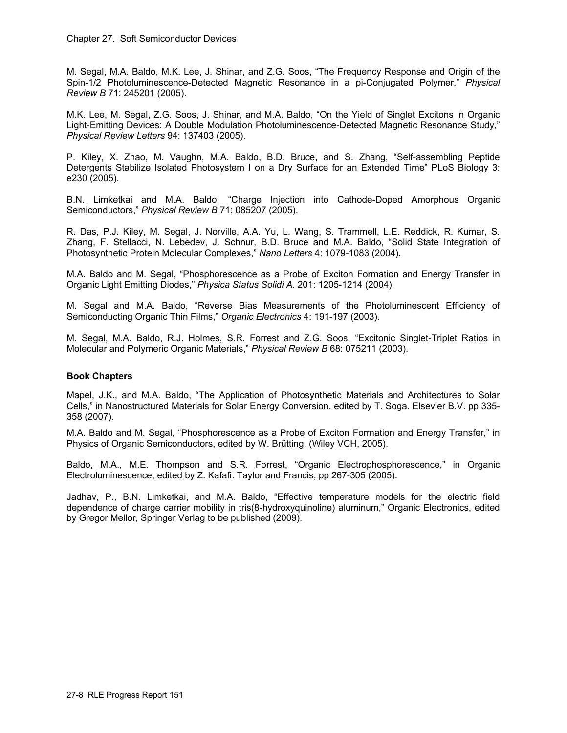M. Segal, M.A. Baldo, M.K. Lee, J. Shinar, and Z.G. Soos, "The Frequency Response and Origin of the Spin-1/2 Photoluminescence-Detected Magnetic Resonance in a pi-Conjugated Polymer," *Physical Review B* 71: 245201 (2005).

M.K. Lee, M. Segal, Z.G. Soos, J. Shinar, and M.A. Baldo, "On the Yield of Singlet Excitons in Organic Light-Emitting Devices: A Double Modulation Photoluminescence-Detected Magnetic Resonance Study," *Physical Review Letters* 94: 137403 (2005).

P. Kiley, X. Zhao, M. Vaughn, M.A. Baldo, B.D. Bruce, and S. Zhang, "Self-assembling Peptide Detergents Stabilize Isolated Photosystem I on a Dry Surface for an Extended Time" PLoS Biology 3: e230 (2005).

B.N. Limketkai and M.A. Baldo, "Charge Injection into Cathode-Doped Amorphous Organic Semiconductors," *Physical Review B* 71: 085207 (2005).

R. Das, P.J. Kiley, M. Segal, J. Norville, A.A. Yu, L. Wang, S. Trammell, L.E. Reddick, R. Kumar, S. Zhang, F. Stellacci, N. Lebedev, J. Schnur, B.D. Bruce and M.A. Baldo, "Solid State Integration of Photosynthetic Protein Molecular Complexes," *Nano Letters* 4: 1079-1083 (2004).

M.A. Baldo and M. Segal, "Phosphorescence as a Probe of Exciton Formation and Energy Transfer in Organic Light Emitting Diodes," *Physica Status Solidi A*. 201: 1205-1214 (2004).

M. Segal and M.A. Baldo, "Reverse Bias Measurements of the Photoluminescent Efficiency of Semiconducting Organic Thin Films," *Organic Electronics* 4: 191-197 (2003).

M. Segal, M.A. Baldo, R.J. Holmes, S.R. Forrest and Z.G. Soos, "Excitonic Singlet-Triplet Ratios in Molecular and Polymeric Organic Materials," *Physical Review B* 68: 075211 (2003).

**Book Chapters**

Mapel, J.K., and M.A. Baldo, "The Application of Photosynthetic Materials and Architectures to Solar Cells," in Nanostructured Materials for Solar Energy Conversion, edited by T. Soga. Elsevier B.V. pp 335-358 (2007).

M.A. Baldo and M. Segal, "Phosphorescence as a Probe of Exciton Formation and Energy Transfer," in Physics of Organic Semiconductors, edited by W. Brütting. (Wiley VCH, 2005).

Baldo, M.A., M.E. Thompson and S.R. Forrest, "Organic Electrophosphorescence," in Organic Electroluminescence, edited by Z. Kafafi. Taylor and Francis, pp 267-305 (2005).

Jadhav, P., B.N. Limketkai, and M.A. Baldo, "Effective temperature models for the electric field dependence of charge carrier mobility in tris(8-hydroxyquinoline) aluminum," Organic Electronics, edited by Gregor Mellor, Springer Verlag to be published (2009).